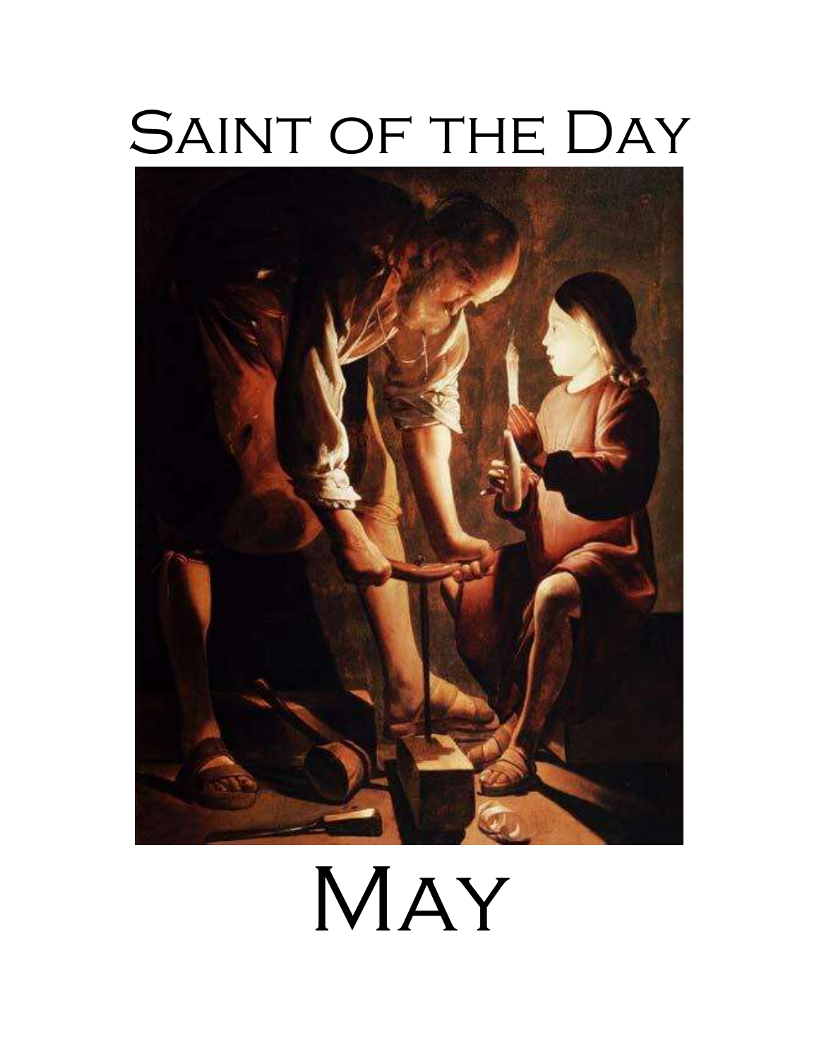# Saint of the Day

# May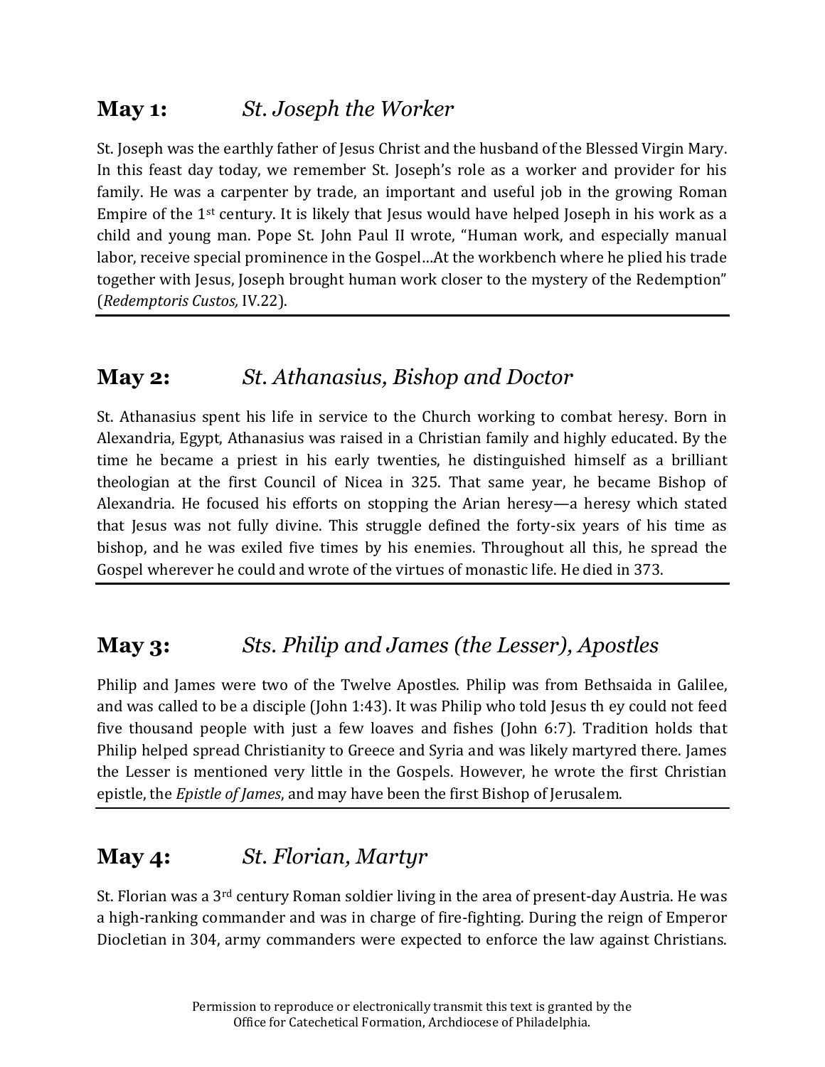## May 1: *St. Joseph the Worker*

St. Joseph was the earthly father of Jesus Christ and the husband of the Blessed Virgin Mary. In this feast day today, we remember St. Joseph's role as a worker and provider for his family. He was a carpenter by trade, an important and useful job in the growing Roman Empire of the 1st century. It is likely that Jesus would have helped Joseph in his work as a child and young man. Pope St. John Paul II wrote, "Human work, and especially manual labor, receive special prominence in the Gospel…At the workbench where he plied his trade together with Jesus, Joseph brought human work closer to the mystery of the Redemption" (*Redemptoris Custos,* IV.22).

---

## May 2: *St. Athanasius, Bishop and Doctor*

St. Athanasius spent his life in service to the Church working to combat heresy. Born in Alexandria, Egypt, Athanasius was raised in a Christian family and highly educated. By the time he became a priest in his early twenties, he distinguished himself as a brilliant theologian at the first Council of Nicea in 325. That same year, he became Bishop of Alexandria. He focused his efforts on stopping the Arian heresy—a heresy which stated that Jesus was not fully divine. This struggle defined the forty-six years of his time as bishop, and he was exiled five times by his enemies. Throughout all this, he spread the Gospel wherever he could and wrote of the virtues of monastic life. He died in 373.

---

## May 3: *Sts. Philip and James (the Lesser), Apostles*

Philip and James were two of the Twelve Apostles. Philip was from Bethsaida in Galilee, and was called to be a disciple (John 1:43). It was Philip who told Jesus th ey could not feed five thousand people with just a few loaves and fishes (John 6:7). Tradition holds that Philip helped spread Christianity to Greece and Syria and was likely martyred there. James the Lesser is mentioned very little in the Gospels. However, he wrote the first Christian epistle, the *Epistle of James*, and may have been the first Bishop of Jerusalem.

---

## May 4: *St. Florian, Martyr*

St. Florian was a 3rd century Roman soldier living in the area of present-day Austria. He was a high-ranking commander and was in charge of fire-fighting. During the reign of Emperor Diocletian in 304, army commanders were expected to enforce the law against Christians.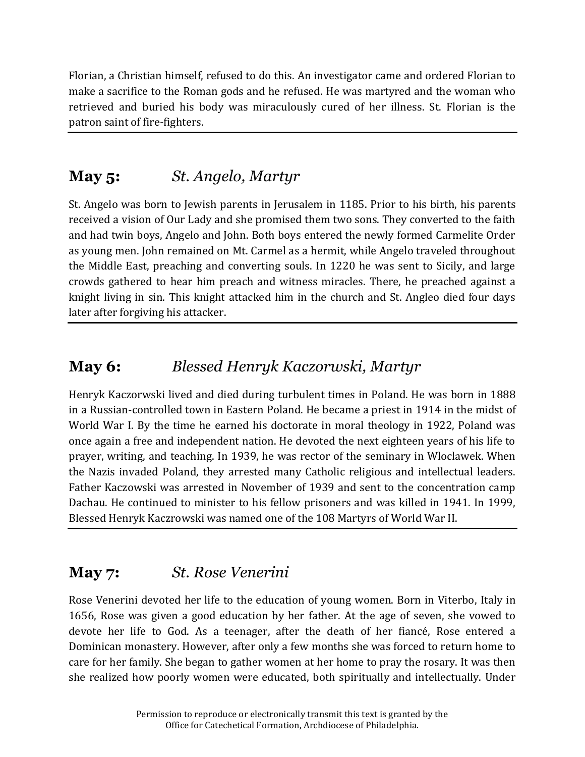Florian, a Christian himself, refused to do this. An investigator came and ordered Florian to make a sacrifice to the Roman gods and he refused. He was martyred and the woman who retrieved and buried his body was miraculously cured of her illness. St. Florian is the patron saint of fire-fighters.

---

## **May 5:** *St. Angelo, Martyr*

St. Angelo was born to Jewish parents in Jerusalem in 1185. Prior to his birth, his parents received a vision of Our Lady and she promised them two sons. They converted to the faith and had twin boys, Angelo and John. Both boys entered the newly formed Carmelite Order as young men. John remained on Mt. Carmel as a hermit, while Angelo traveled throughout the Middle East, preaching and converting souls. In 1220 he was sent to Sicily, and large crowds gathered to hear him preach and witness miracles. There, he preached against a knight living in sin. This knight attacked him in the church and St. Angleo died four days later after forgiving his attacker.

---

## **May 6:** *Blessed Henryk Kaczorwski, Martyr*

Henryk Kaczorwski lived and died during turbulent times in Poland. He was born in 1888 in a Russian-controlled town in Eastern Poland. He became a priest in 1914 in the midst of World War I. By the time he earned his doctorate in moral theology in 1922, Poland was once again a free and independent nation. He devoted the next eighteen years of his life to prayer, writing, and teaching. In 1939, he was rector of the seminary in Wloclawek. When the Nazis invaded Poland, they arrested many Catholic religious and intellectual leaders. Father Kaczowski was arrested in November of 1939 and sent to the concentration camp Dachau. He continued to minister to his fellow prisoners and was killed in 1941. In 1999, Blessed Henryk Kaczrowski was named one of the 108 Martyrs of World War II.

---

## **May 7:** *St. Rose Venerini*

Rose Venerini devoted her life to the education of young women. Born in Viterbo, Italy in 1656, Rose was given a good education by her father. At the age of seven, she vowed to devote her life to God. As a teenager, after the death of her fiancé, Rose entered a Dominican monastery. However, after only a few months she was forced to return home to care for her family. She began to gather women at her home to pray the rosary. It was then she realized how poorly women were educated, both spiritually and intellectually. Under

Permission to reproduce or electronically transmit this text is granted by the Office for Catechetical Formation, Archdiocese of Philadelphia.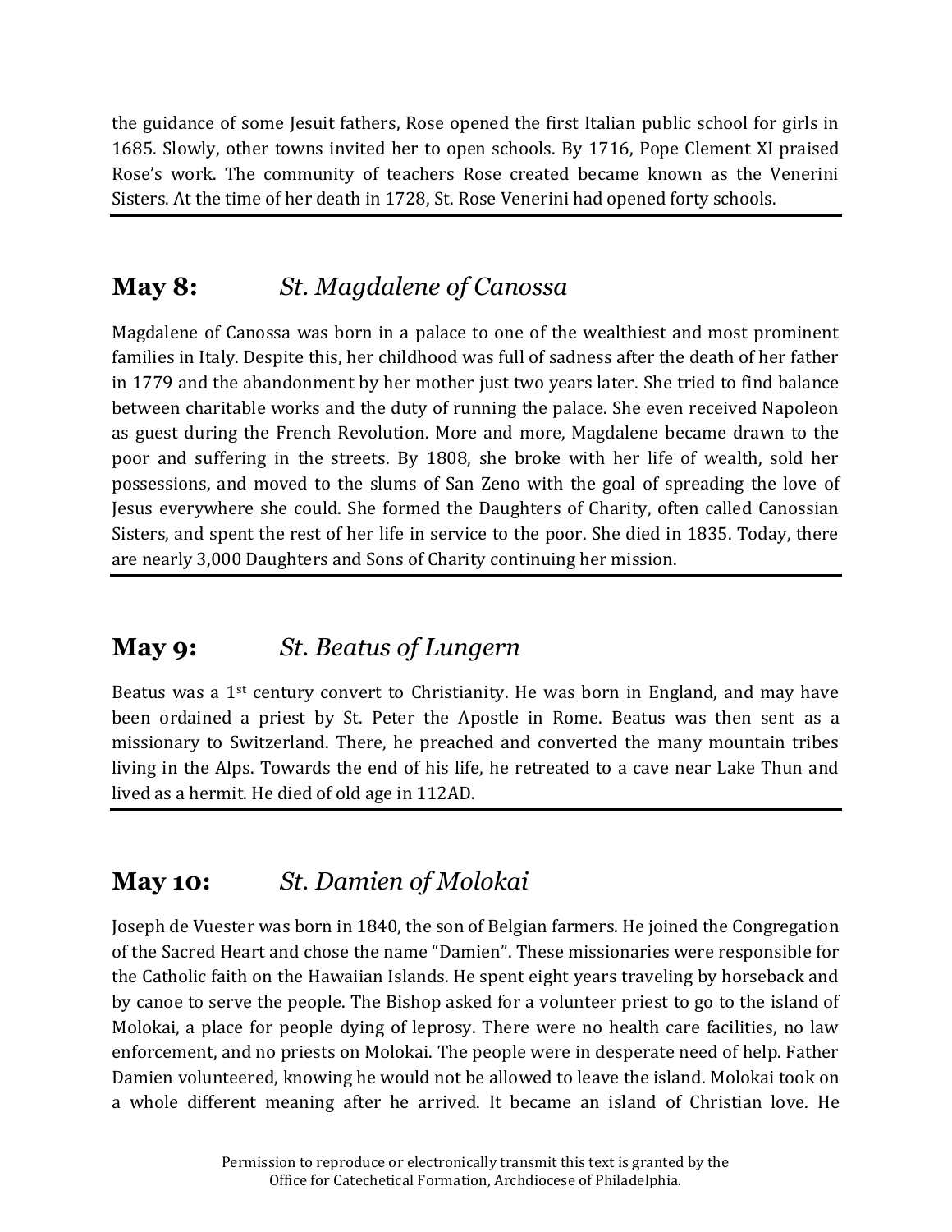the guidance of some Jesuit fathers, Rose opened the first Italian public school for girls in 1685. Slowly, other towns invited her to open schools. By 1716, Pope Clement XI praised Rose's work. The community of teachers Rose created became known as the Venerini Sisters. At the time of her death in 1728, St. Rose Venerini had opened forty schools.

---

## May 8: *St. Magdalene of Canossa*

Magdalene of Canossa was born in a palace to one of the wealthiest and most prominent families in Italy. Despite this, her childhood was full of sadness after the death of her father in 1779 and the abandonment by her mother just two years later. She tried to find balance between charitable works and the duty of running the palace. She even received Napoleon as guest during the French Revolution. More and more, Magdalene became drawn to the poor and suffering in the streets. By 1808, she broke with her life of wealth, sold her possessions, and moved to the slums of San Zeno with the goal of spreading the love of Jesus everywhere she could. She formed the Daughters of Charity, often called Canossian Sisters, and spent the rest of her life in service to the poor. She died in 1835. Today, there are nearly 3,000 Daughters and Sons of Charity continuing her mission.

---

## May 9: *St. Beatus of Lungern*

Beatus was a 1st century convert to Christianity. He was born in England, and may have been ordained a priest by St. Peter the Apostle in Rome. Beatus was then sent as a missionary to Switzerland. There, he preached and converted the many mountain tribes living in the Alps. Towards the end of his life, he retreated to a cave near Lake Thun and lived as a hermit. He died of old age in 112AD.

---

## May 10: *St. Damien of Molokai*

Joseph de Vuester was born in 1840, the son of Belgian farmers. He joined the Congregation of the Sacred Heart and chose the name "Damien". These missionaries were responsible for the Catholic faith on the Hawaiian Islands. He spent eight years traveling by horseback and by canoe to serve the people. The Bishop asked for a volunteer priest to go to the island of Molokai, a place for people dying of leprosy. There were no health care facilities, no law enforcement, and no priests on Molokai. The people were in desperate need of help. Father Damien volunteered, knowing he would not be allowed to leave the island. Molokai took on a whole different meaning after he arrived. It became an island of Christian love. He

Permission to reproduce or electronically transmit this text is granted by the Office for Catechetical Formation, Archdiocese of Philadelphia.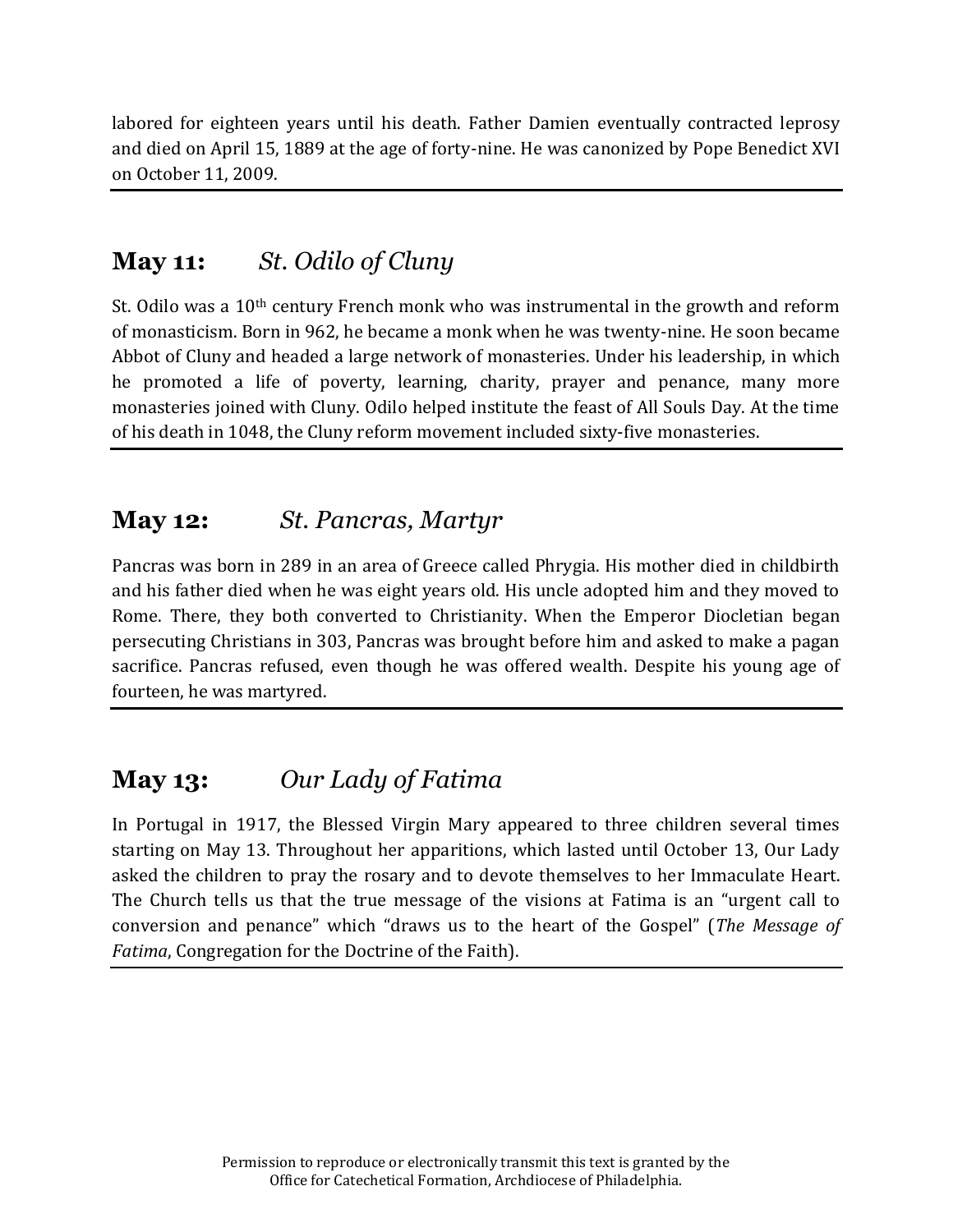labored for eighteen years until his death. Father Damien eventually contracted leprosy and died on April 15, 1889 at the age of forty-nine. He was canonized by Pope Benedict XVI on October 11, 2009.

---

## May 11: *St. Odilo of Cluny*

St. Odilo was a 10th century French monk who was instrumental in the growth and reform of monasticism. Born in 962, he became a monk when he was twenty-nine. He soon became Abbot of Cluny and headed a large network of monasteries. Under his leadership, in which he promoted a life of poverty, learning, charity, prayer and penance, many more monasteries joined with Cluny. Odilo helped institute the feast of All Souls Day. At the time of his death in 1048, the Cluny reform movement included sixty-five monasteries.

---

## May 12: *St. Pancras, Martyr*

Pancras was born in 289 in an area of Greece called Phrygia. His mother died in childbirth and his father died when he was eight years old. His uncle adopted him and they moved to Rome. There, they both converted to Christianity. When the Emperor Diocletian began persecuting Christians in 303, Pancras was brought before him and asked to make a pagan sacrifice. Pancras refused, even though he was offered wealth. Despite his young age of fourteen, he was martyred.

---

## May 13: *Our Lady of Fatima*

In Portugal in 1917, the Blessed Virgin Mary appeared to three children several times starting on May 13. Throughout her apparitions, which lasted until October 13, Our Lady asked the children to pray the rosary and to devote themselves to her Immaculate Heart. The Church tells us that the true message of the visions at Fatima is an "urgent call to conversion and penance" which "draws us to the heart of the Gospel" (*The Message of Fatima*, Congregation for the Doctrine of the Faith).

---

Permission to reproduce or electronically transmit this text is granted by the Office for Catechetical Formation, Archdiocese of Philadelphia.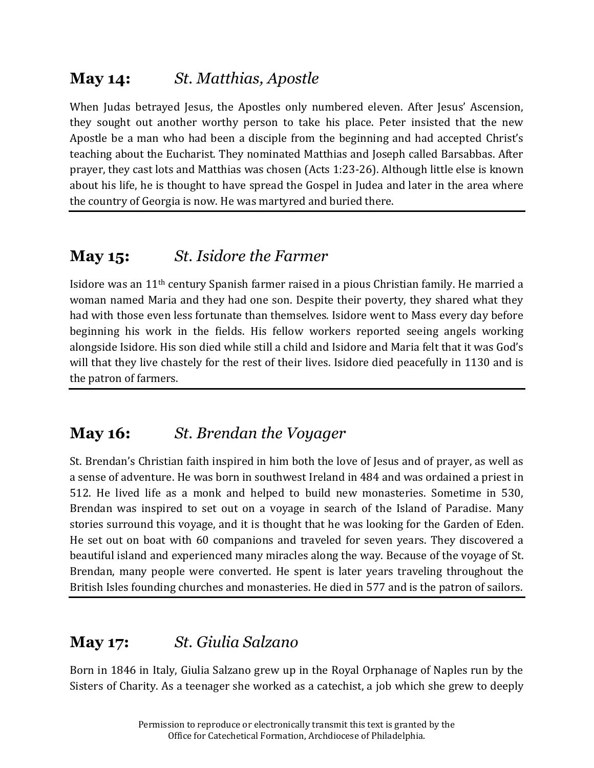## **May 14:** *St. Matthias, Apostle*

When Judas betrayed Jesus, the Apostles only numbered eleven. After Jesus' Ascension, they sought out another worthy person to take his place. Peter insisted that the new Apostle be a man who had been a disciple from the beginning and had accepted Christ's teaching about the Eucharist. They nominated Matthias and Joseph called Barsabbas. After prayer, they cast lots and Matthias was chosen (Acts 1:23-26). Although little else is known about his life, he is thought to have spread the Gospel in Judea and later in the area where the country of Georgia is now. He was martyred and buried there.

---

## **May 15:** *St. Isidore the Farmer*

Isidore was an 11th century Spanish farmer raised in a pious Christian family. He married a woman named Maria and they had one son. Despite their poverty, they shared what they had with those even less fortunate than themselves. Isidore went to Mass every day before beginning his work in the fields. His fellow workers reported seeing angels working alongside Isidore. His son died while still a child and Isidore and Maria felt that it was God's will that they live chastely for the rest of their lives. Isidore died peacefully in 1130 and is the patron of farmers.

---

## **May 16:** *St. Brendan the Voyager*

St. Brendan's Christian faith inspired in him both the love of Jesus and of prayer, as well as a sense of adventure. He was born in southwest Ireland in 484 and was ordained a priest in 512. He lived life as a monk and helped to build new monasteries. Sometime in 530, Brendan was inspired to set out on a voyage in search of the Island of Paradise. Many stories surround this voyage, and it is thought that he was looking for the Garden of Eden. He set out on boat with 60 companions and traveled for seven years. They discovered a beautiful island and experienced many miracles along the way. Because of the voyage of St. Brendan, many people were converted. He spent is later years traveling throughout the British Isles founding churches and monasteries. He died in 577 and is the patron of sailors.

---

## **May 17:** *St. Giulia Salzano*

Born in 1846 in Italy, Giulia Salzano grew up in the Royal Orphanage of Naples run by the Sisters of Charity. As a teenager she worked as a catechist, a job which she grew to deeply

Permission to reproduce or electronically transmit this text is granted by the Office for Catechetical Formation, Archdiocese of Philadelphia.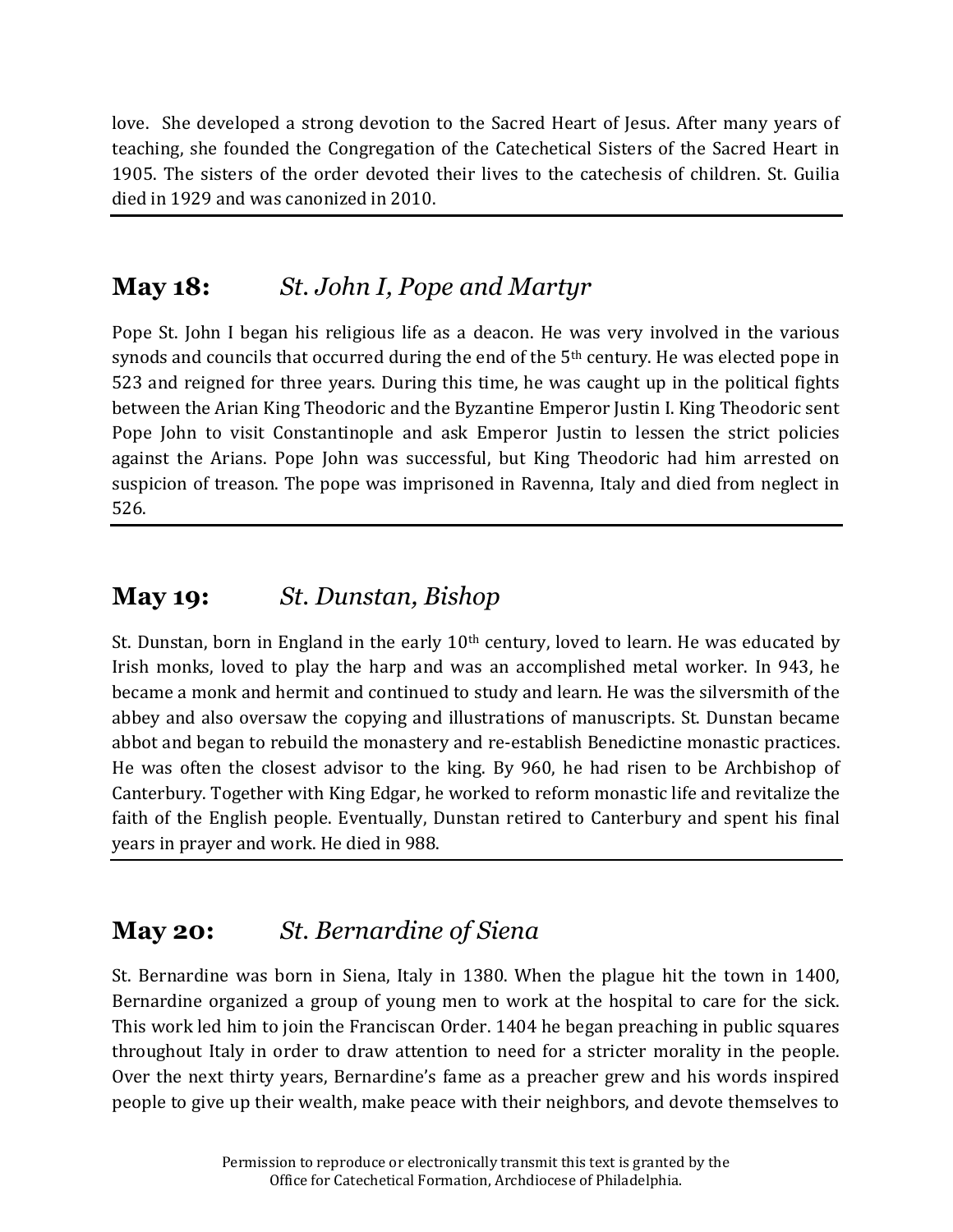love. She developed a strong devotion to the Sacred Heart of Jesus. After many years of teaching, she founded the Congregation of the Catechetical Sisters of the Sacred Heart in 1905. The sisters of the order devoted their lives to the catechesis of children. St. Guilia died in 1929 and was canonized in 2010.

---

## **May 18:** *St. John I, Pope and Martyr*

Pope St. John I began his religious life as a deacon. He was very involved in the various synods and councils that occurred during the end of the 5th century. He was elected pope in 523 and reigned for three years. During this time, he was caught up in the political fights between the Arian King Theodoric and the Byzantine Emperor Justin I. King Theodoric sent Pope John to visit Constantinople and ask Emperor Justin to lessen the strict policies against the Arians. Pope John was successful, but King Theodoric had him arrested on suspicion of treason. The pope was imprisoned in Ravenna, Italy and died from neglect in 526.

---

## **May 19:** *St. Dunstan, Bishop*

St. Dunstan, born in England in the early 10th century, loved to learn. He was educated by Irish monks, loved to play the harp and was an accomplished metal worker. In 943, he became a monk and hermit and continued to study and learn. He was the silversmith of the abbey and also oversaw the copying and illustrations of manuscripts. St. Dunstan became abbot and began to rebuild the monastery and re-establish Benedictine monastic practices. He was often the closest advisor to the king. By 960, he had risen to be Archbishop of Canterbury. Together with King Edgar, he worked to reform monastic life and revitalize the faith of the English people. Eventually, Dunstan retired to Canterbury and spent his final years in prayer and work. He died in 988.

---

## **May 20:** *St. Bernardine of Siena*

St. Bernardine was born in Siena, Italy in 1380. When the plague hit the town in 1400, Bernardine organized a group of young men to work at the hospital to care for the sick. This work led him to join the Franciscan Order. 1404 he began preaching in public squares throughout Italy in order to draw attention to need for a stricter morality in the people. Over the next thirty years, Bernardine's fame as a preacher grew and his words inspired people to give up their wealth, make peace with their neighbors, and devote themselves to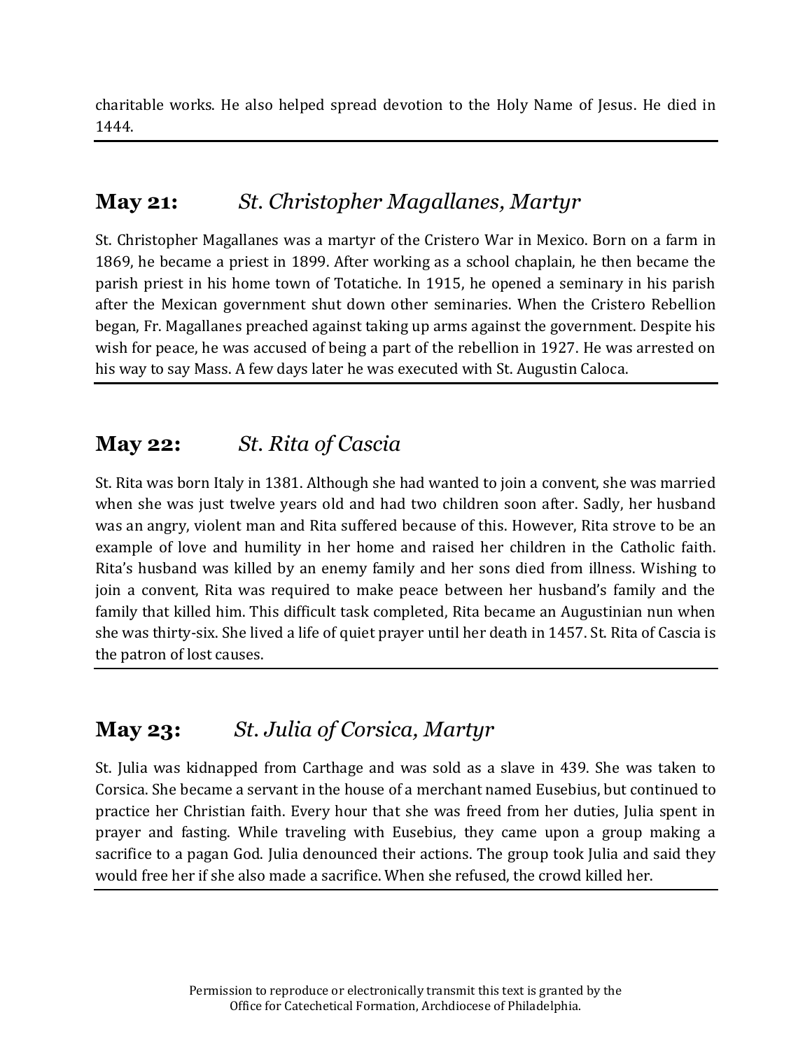charitable works. He also helped spread devotion to the Holy Name of Jesus. He died in 1444.

---

## May 21: *St. Christopher Magallanes, Martyr*

St. Christopher Magallanes was a martyr of the Cristero War in Mexico. Born on a farm in 1869, he became a priest in 1899. After working as a school chaplain, he then became the parish priest in his home town of Totatiche. In 1915, he opened a seminary in his parish after the Mexican government shut down other seminaries. When the Cristero Rebellion began, Fr. Magallanes preached against taking up arms against the government. Despite his wish for peace, he was accused of being a part of the rebellion in 1927. He was arrested on his way to say Mass. A few days later he was executed with St. Augustin Caloca.

---

## May 22: *St. Rita of Cascia*

St. Rita was born Italy in 1381. Although she had wanted to join a convent, she was married when she was just twelve years old and had two children soon after. Sadly, her husband was an angry, violent man and Rita suffered because of this. However, Rita strove to be an example of love and humility in her home and raised her children in the Catholic faith. Rita's husband was killed by an enemy family and her sons died from illness. Wishing to join a convent, Rita was required to make peace between her husband's family and the family that killed him. This difficult task completed, Rita became an Augustinian nun when she was thirty-six. She lived a life of quiet prayer until her death in 1457. St. Rita of Cascia is the patron of lost causes.

---

## May 23: *St. Julia of Corsica, Martyr*

St. Julia was kidnapped from Carthage and was sold as a slave in 439. She was taken to Corsica. She became a servant in the house of a merchant named Eusebius, but continued to practice her Christian faith. Every hour that she was freed from her duties, Julia spent in prayer and fasting. While traveling with Eusebius, they came upon a group making a sacrifice to a pagan God. Julia denounced their actions. The group took Julia and said they would free her if she also made a sacrifice. When she refused, the crowd killed her.

---

Permission to reproduce or electronically transmit this text is granted by the Office for Catechetical Formation, Archdiocese of Philadelphia.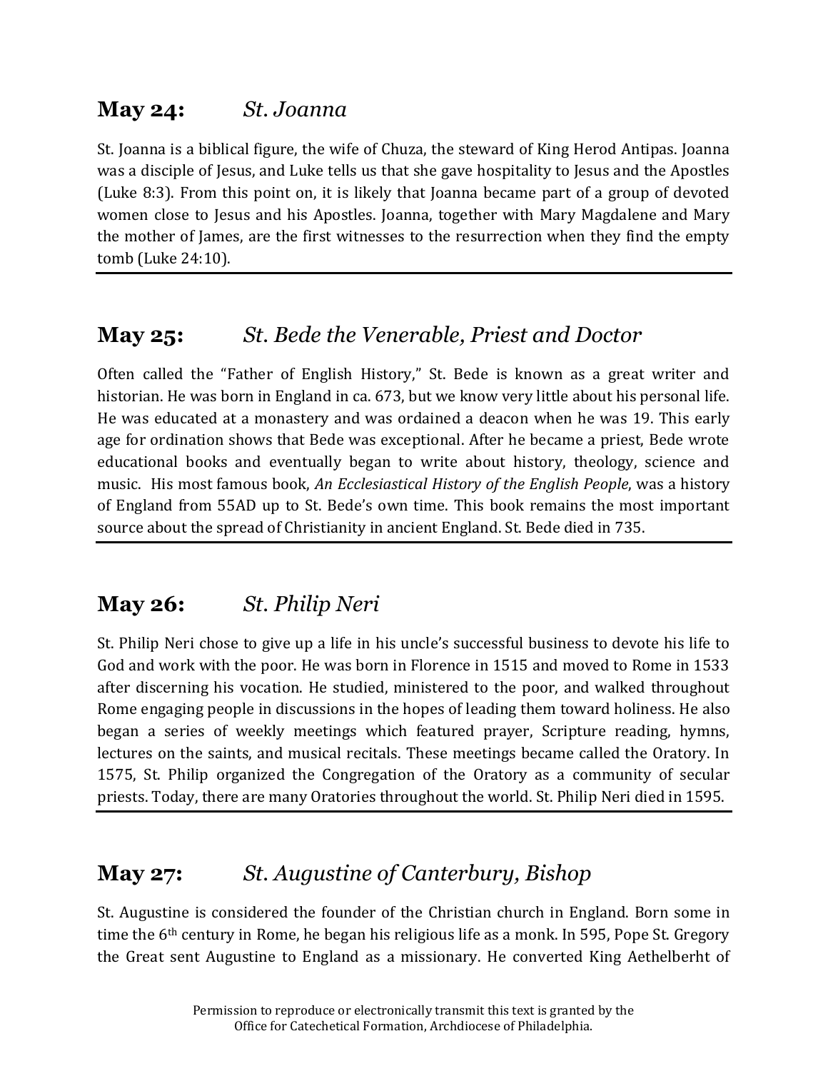## **May 24:** *St. Joanna*

St. Joanna is a biblical figure, the wife of Chuza, the steward of King Herod Antipas. Joanna was a disciple of Jesus, and Luke tells us that she gave hospitality to Jesus and the Apostles (Luke 8:3). From this point on, it is likely that Joanna became part of a group of devoted women close to Jesus and his Apostles. Joanna, together with Mary Magdalene and Mary the mother of James, are the first witnesses to the resurrection when they find the empty tomb (Luke 24:10).

---

## **May 25:** *St. Bede the Venerable, Priest and Doctor*

Often called the "Father of English History," St. Bede is known as a great writer and historian. He was born in England in ca. 673, but we know very little about his personal life. He was educated at a monastery and was ordained a deacon when he was 19. This early age for ordination shows that Bede was exceptional. After he became a priest, Bede wrote educational books and eventually began to write about history, theology, science and music. His most famous book, *An Ecclesiastical History of the English People*, was a history of England from 55AD up to St. Bede's own time. This book remains the most important source about the spread of Christianity in ancient England. St. Bede died in 735.

---

## **May 26:** *St. Philip Neri*

St. Philip Neri chose to give up a life in his uncle's successful business to devote his life to God and work with the poor. He was born in Florence in 1515 and moved to Rome in 1533 after discerning his vocation. He studied, ministered to the poor, and walked throughout Rome engaging people in discussions in the hopes of leading them toward holiness. He also began a series of weekly meetings which featured prayer, Scripture reading, hymns, lectures on the saints, and musical recitals. These meetings became called the Oratory. In 1575, St. Philip organized the Congregation of the Oratory as a community of secular priests. Today, there are many Oratories throughout the world. St. Philip Neri died in 1595.

---

## **May 27:** *St. Augustine of Canterbury, Bishop*

St. Augustine is considered the founder of the Christian church in England. Born some in time the 6th century in Rome, he began his religious life as a monk. In 595, Pope St. Gregory the Great sent Augustine to England as a missionary. He converted King Aethelberht of

Permission to reproduce or electronically transmit this text is granted by the Office for Catechetical Formation, Archdiocese of Philadelphia.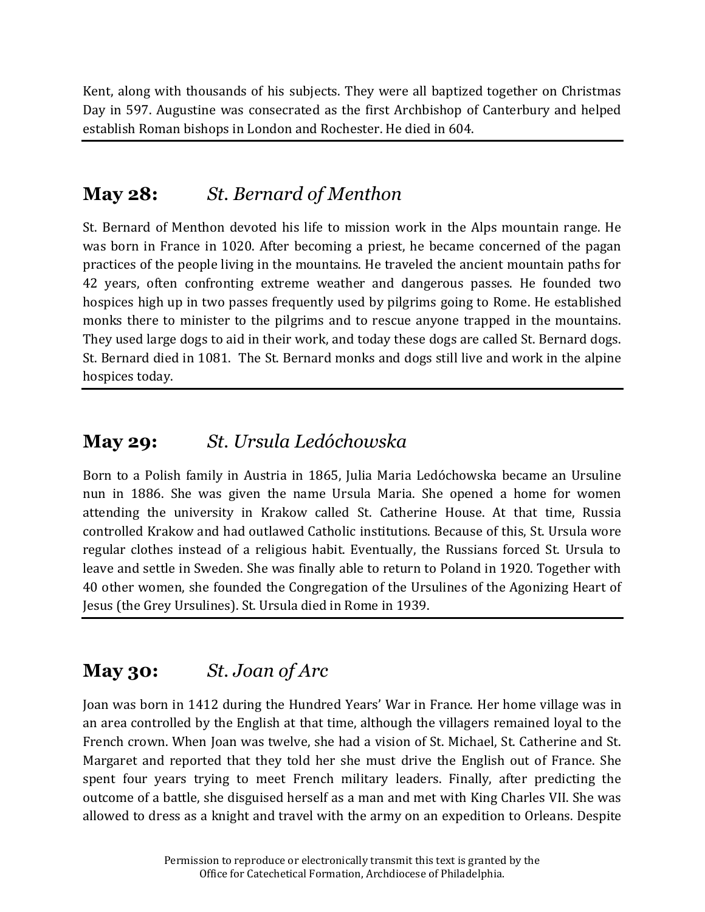Kent, along with thousands of his subjects. They were all baptized together on Christmas Day in 597. Augustine was consecrated as the first Archbishop of Canterbury and helped establish Roman bishops in London and Rochester. He died in 604.

---

## May 28: *St. Bernard of Menthon*

St. Bernard of Menthon devoted his life to mission work in the Alps mountain range. He was born in France in 1020. After becoming a priest, he became concerned of the pagan practices of the people living in the mountains. He traveled the ancient mountain paths for 42 years, often confronting extreme weather and dangerous passes. He founded two hospices high up in two passes frequently used by pilgrims going to Rome. He established monks there to minister to the pilgrims and to rescue anyone trapped in the mountains. They used large dogs to aid in their work, and today these dogs are called St. Bernard dogs. St. Bernard died in 1081. The St. Bernard monks and dogs still live and work in the alpine hospices today.

---

## May 29: *St. Ursula Ledóchowska*

Born to a Polish family in Austria in 1865, Julia Maria Ledóchowska became an Ursuline nun in 1886. She was given the name Ursula Maria. She opened a home for women attending the university in Krakow called St. Catherine House. At that time, Russia controlled Krakow and had outlawed Catholic institutions. Because of this, St. Ursula wore regular clothes instead of a religious habit. Eventually, the Russians forced St. Ursula to leave and settle in Sweden. She was finally able to return to Poland in 1920. Together with 40 other women, she founded the Congregation of the Ursulines of the Agonizing Heart of Jesus (the Grey Ursulines). St. Ursula died in Rome in 1939.

---

## May 30: *St. Joan of Arc*

Joan was born in 1412 during the Hundred Years' War in France. Her home village was in an area controlled by the English at that time, although the villagers remained loyal to the French crown. When Joan was twelve, she had a vision of St. Michael, St. Catherine and St. Margaret and reported that they told her she must drive the English out of France. She spent four years trying to meet French military leaders. Finally, after predicting the outcome of a battle, she disguised herself as a man and met with King Charles VII. She was allowed to dress as a knight and travel with the army on an expedition to Orleans. Despite

Permission to reproduce or electronically transmit this text is granted by the Office for Catechetical Formation, Archdiocese of Philadelphia.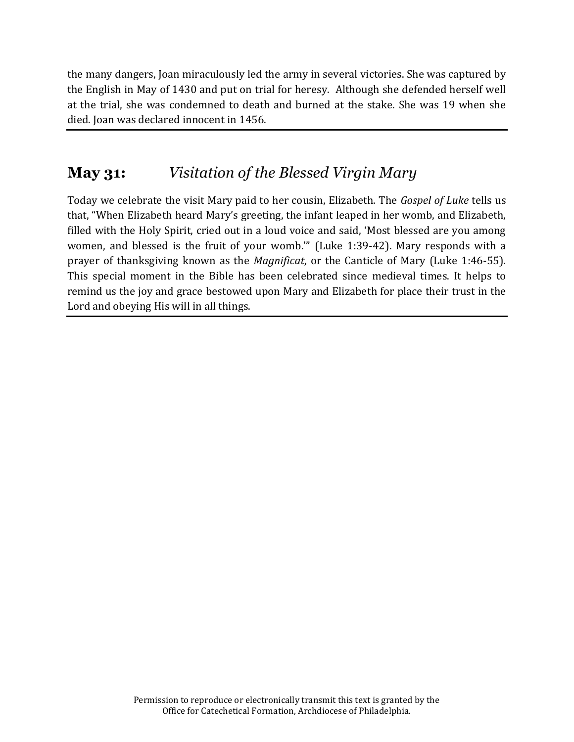the many dangers, Joan miraculously led the army in several victories. She was captured by the English in May of 1430 and put on trial for heresy. Although she defended herself well at the trial, she was condemned to death and burned at the stake. She was 19 when she died. Joan was declared innocent in 1456.

---

## **May 31:** *Visitation of the Blessed Virgin Mary*

Today we celebrate the visit Mary paid to her cousin, Elizabeth. The *Gospel of Luke* tells us that, "When Elizabeth heard Mary's greeting, the infant leaped in her womb, and Elizabeth, filled with the Holy Spirit, cried out in a loud voice and said, 'Most blessed are you among women, and blessed is the fruit of your womb.'" (Luke 1:39-42). Mary responds with a prayer of thanksgiving known as the *Magnificat*, or the Canticle of Mary (Luke 1:46-55). This special moment in the Bible has been celebrated since medieval times. It helps to remind us the joy and grace bestowed upon Mary and Elizabeth for place their trust in the Lord and obeying His will in all things.

---

Permission to reproduce or electronically transmit this text is granted by the Office for Catechetical Formation, Archdiocese of Philadelphia.